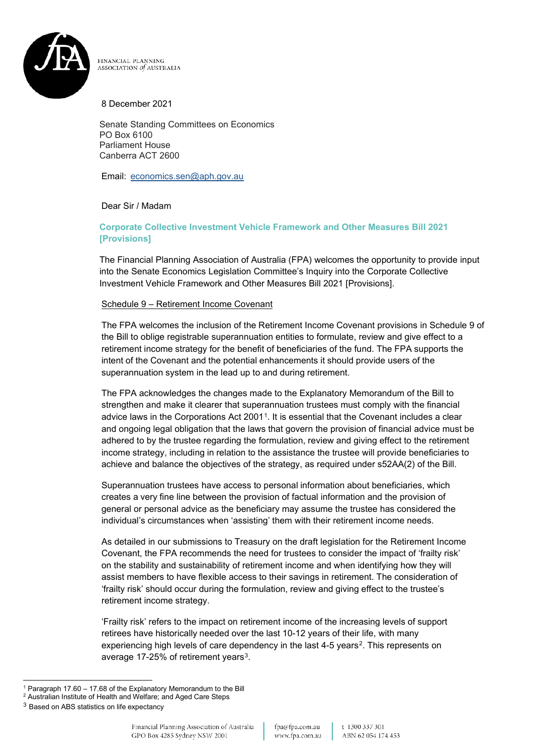FINANCIAL PLANNING ASSOCIATION of AUSTRALIA

8 December 2021

Senate Standing Committees on Economics
PO Box 6100
Parliament House
Canberra ACT 2600

Email: economics.sen@aph.gov.au

Dear Sir / Madam

## Corporate Collective Investment Vehicle Framework and Other Measures Bill 2021 [Provisions]

The Financial Planning Association of Australia (FPA) welcomes the opportunity to provide input into the Senate Economics Legislation Committee's Inquiry into the Corporate Collective Investment Vehicle Framework and Other Measures Bill 2021 [Provisions].

### Schedule 9 – Retirement Income Covenant

The FPA welcomes the inclusion of the Retirement Income Covenant provisions in Schedule 9 of the Bill to oblige registrable superannuation entities to formulate, review and give effect to a retirement income strategy for the benefit of beneficiaries of the fund. The FPA supports the intent of the Covenant and the potential enhancements it should provide users of the superannuation system in the lead up to and during retirement.

The FPA acknowledges the changes made to the Explanatory Memorandum of the Bill to strengthen and make it clearer that superannuation trustees must comply with the financial advice laws in the Corporations Act 2001[1]. It is essential that the Covenant includes a clear and ongoing legal obligation that the laws that govern the provision of financial advice must be adhered to by the trustee regarding the formulation, review and giving effect to the retirement income strategy, including in relation to the assistance the trustee will provide beneficiaries to achieve and balance the objectives of the strategy, as required under s52AA(2) of the Bill.

Superannuation trustees have access to personal information about beneficiaries, which creates a very fine line between the provision of factual information and the provision of general or personal advice as the beneficiary may assume the trustee has considered the individual's circumstances when 'assisting' them with their retirement income needs.

As detailed in our submissions to Treasury on the draft legislation for the Retirement Income Covenant, the FPA recommends the need for trustees to consider the impact of 'frailty risk' on the stability and sustainability of retirement income and when identifying how they will assist members to have flexible access to their savings in retirement. The consideration of 'frailty risk' should occur during the formulation, review and giving effect to the trustee's retirement income strategy.

'Frailty risk' refers to the impact on retirement income of the increasing levels of support retirees have historically needed over the last 10-12 years of their life, with many experiencing high levels of care dependency in the last 4-5 years[2]. This represents on average 17-25% of retirement years[3].

---

[1] Paragraph 17.60 – 17.68 of the Explanatory Memorandum to the Bill

[2] Australian Institute of Health and Welfare; and Aged Care Steps

[3] Based on ABS statistics on life expectancy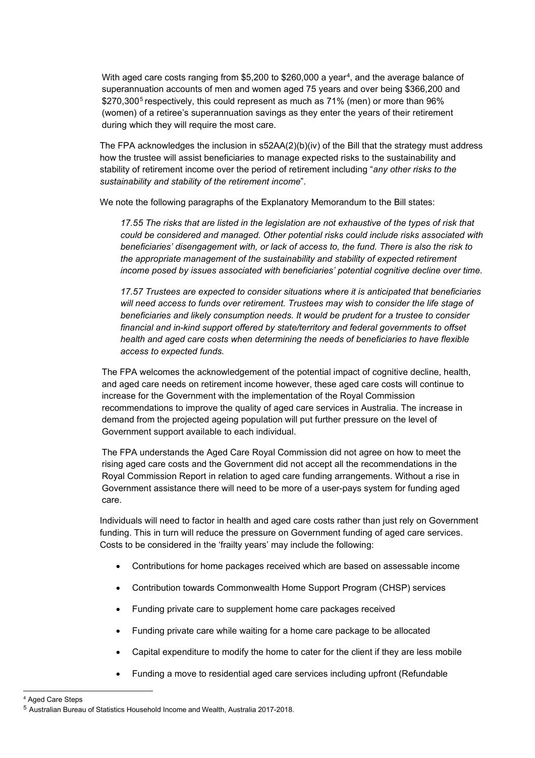With aged care costs ranging from $5,200 to $260,000 a year[4], and the average balance of superannuation accounts of men and women aged 75 years and over being $366,200 and $270,300[5] respectively, this could represent as much as 71% (men) or more than 96% (women) of a retiree's superannuation savings as they enter the years of their retirement during which they will require the most care.

The FPA acknowledges the inclusion in s52AA(2)(b)(iv) of the Bill that the strategy must address how the trustee will assist beneficiaries to manage expected risks to the sustainability and stability of retirement income over the period of retirement including "*any other risks to the sustainability and stability of the retirement income*".

We note the following paragraphs of the Explanatory Memorandum to the Bill states:

> *17.55 The risks that are listed in the legislation are not exhaustive of the types of risk that could be considered and managed. Other potential risks could include risks associated with beneficiaries' disengagement with, or lack of access to, the fund. There is also the risk to the appropriate management of the sustainability and stability of expected retirement income posed by issues associated with beneficiaries' potential cognitive decline over time.*
>
> *17.57 Trustees are expected to consider situations where it is anticipated that beneficiaries will need access to funds over retirement. Trustees may wish to consider the life stage of beneficiaries and likely consumption needs. It would be prudent for a trustee to consider financial and in-kind support offered by state/territory and federal governments to offset health and aged care costs when determining the needs of beneficiaries to have flexible access to expected funds.*

The FPA welcomes the acknowledgement of the potential impact of cognitive decline, health, and aged care needs on retirement income however, these aged care costs will continue to increase for the Government with the implementation of the Royal Commission recommendations to improve the quality of aged care services in Australia. The increase in demand from the projected ageing population will put further pressure on the level of Government support available to each individual.

The FPA understands the Aged Care Royal Commission did not agree on how to meet the rising aged care costs and the Government did not accept all the recommendations in the Royal Commission Report in relation to aged care funding arrangements. Without a rise in Government assistance there will need to be more of a user-pays system for funding aged care.

Individuals will need to factor in health and aged care costs rather than just rely on Government funding. This in turn will reduce the pressure on Government funding of aged care services. Costs to be considered in the 'frailty years' may include the following:

- Contributions for home packages received which are based on assessable income
- Contribution towards Commonwealth Home Support Program (CHSP) services
- Funding private care to supplement home care packages received
- Funding private care while waiting for a home care package to be allocated
- Capital expenditure to modify the home to cater for the client if they are less mobile
- Funding a move to residential aged care services including upfront (Refundable

[4] Aged Care Steps

[5] Australian Bureau of Statistics Household Income and Wealth, Australia 2017-2018.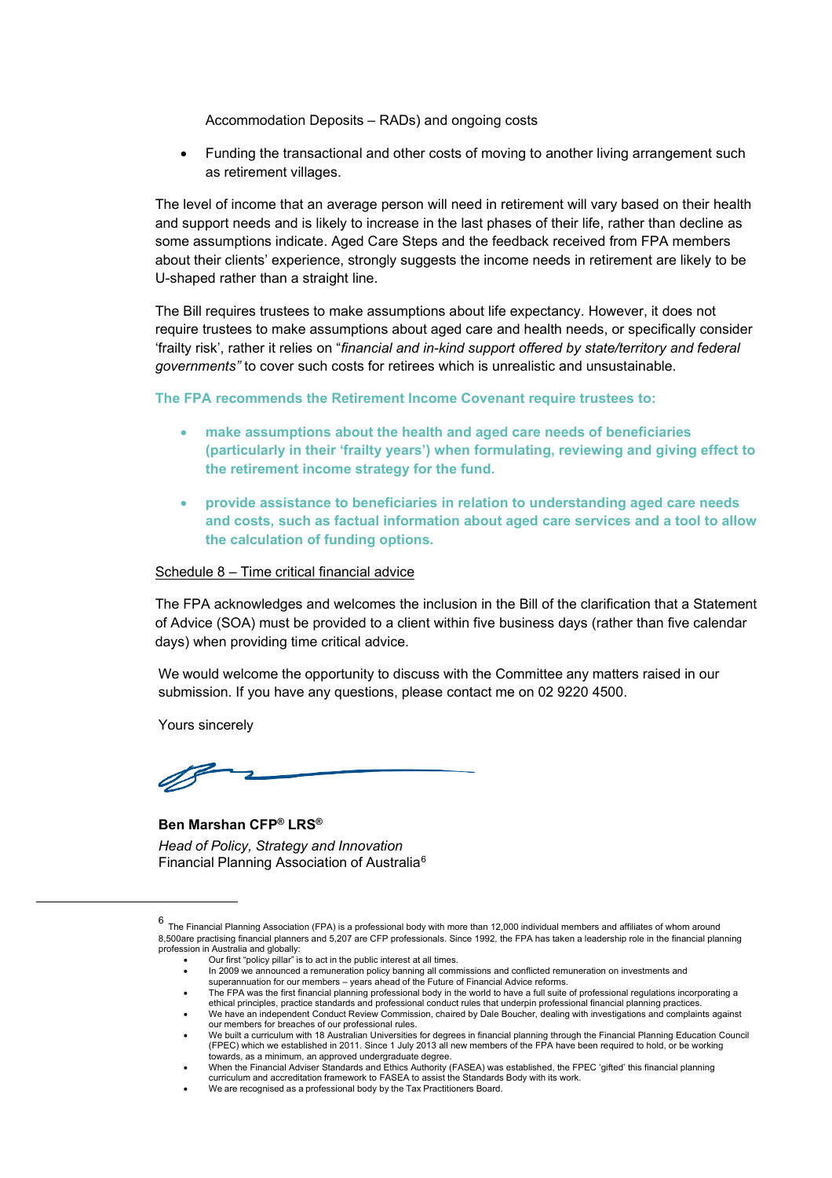Accommodation Deposits – RADs) and ongoing costs

- Funding the transactional and other costs of moving to another living arrangement such as retirement villages.

The level of income that an average person will need in retirement will vary based on their health and support needs and is likely to increase in the last phases of their life, rather than decline as some assumptions indicate. Aged Care Steps and the feedback received from FPA members about their clients' experience, strongly suggests the income needs in retirement are likely to be U-shaped rather than a straight line.

The Bill requires trustees to make assumptions about life expectancy. However, it does not require trustees to make assumptions about aged care and health needs, or specifically consider 'frailty risk', rather it relies on "*financial and in-kind support offered by state/territory and federal governments"* to cover such costs for retirees which is unrealistic and unsustainable.

**The FPA recommends the Retirement Income Covenant require trustees to:**

- **make assumptions about the health and aged care needs of beneficiaries (particularly in their 'frailty years') when formulating, reviewing and giving effect to the retirement income strategy for the fund.**
- **provide assistance to beneficiaries in relation to understanding aged care needs and costs, such as factual information about aged care services and a tool to allow the calculation of funding options.**

Schedule 8 – Time critical financial advice

The FPA acknowledges and welcomes the inclusion in the Bill of the clarification that a Statement of Advice (SOA) must be provided to a client within five business days (rather than five calendar days) when providing time critical advice.

We would welcome the opportunity to discuss with the Committee any matters raised in our submission. If you have any questions, please contact me on 02 9220 4500.

Yours sincerely

**Ben Marshan CFP® LRS®**
*Head of Policy, Strategy and Innovation*
Financial Planning Association of Australia[6]

---

[6] The Financial Planning Association (FPA) is a professional body with more than 12,000 individual members and affiliates of whom around 8,500are practising financial planners and 5,207 are CFP professionals. Since 1992, the FPA has taken a leadership role in the financial planning profession in Australia and globally:

- Our first "policy pillar" is to act in the public interest at all times.
- In 2009 we announced a remuneration policy banning all commissions and conflicted remuneration on investments and superannuation for our members – years ahead of the Future of Financial Advice reforms.
- The FPA was the first financial planning professional body in the world to have a full suite of professional regulations incorporating a ethical principles, practice standards and professional conduct rules that underpin professional financial planning practices.
- We have an independent Conduct Review Commission, chaired by Dale Boucher, dealing with investigations and complaints against our members for breaches of our professional rules.
- We built a curriculum with 18 Australian Universities for degrees in financial planning through the Financial Planning Education Council (FPEC) which we established in 2011. Since 1 July 2013 all new members of the FPA have been required to hold, or be working towards, as a minimum, an approved undergraduate degree.
- When the Financial Adviser Standards and Ethics Authority (FASEA) was established, the FPEC 'gifted' this financial planning curriculum and accreditation framework to FASEA to assist the Standards Body with its work.
- We are recognised as a professional body by the Tax Practitioners Board.